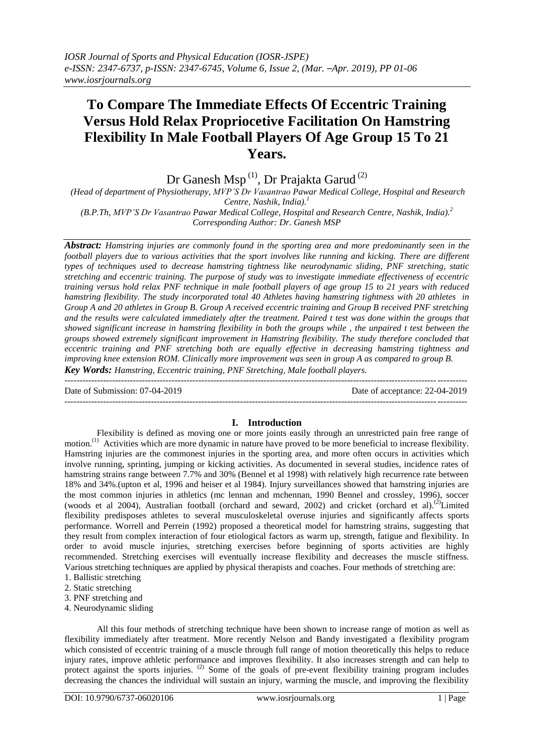# To Compare The Immediate Effects Of Eccentric Training Versus Hold Relax Propriocetive Facilitation On Hamstring Flexibility In Male Football Players Of Age Group 15 To 21 Years.

Dr Ganesh Msp [(1)], Dr Prajakta Garud [(2)]

*(Head of department of Physiotherapy, MVP'S Dr Vasantrao Pawar Medical College, Hospital and Research Centre, Nashik, India).[1]*
*(B.P.Th, MVP'S Dr Vasantrao Pawar Medical College, Hospital and Research Centre, Nashik, India).[2]*
*Corresponding Author: Dr. Ganesh MSP*

***Abstract:*** *Hamstring injuries are commonly found in the sporting area and more predominantly seen in the football players due to various activities that the sport involves like running and kicking. There are different types of techniques used to decrease hamstring tightness like neurodynamic sliding, PNF stretching, static stretching and eccentric training. The purpose of study was to investigate immediate effectiveness of eccentric training versus hold relax PNF technique in male football players of age group 15 to 21 years with reduced hamstring flexibility. The study incorporated total 40 Athletes having hamstring tightness with 20 athletes in Group A and 20 athletes in Group B. Group A received eccentric training and Group B received PNF stretching and the results were calculated immediately after the treatment. Paired t test was done within the groups that showed significant increase in hamstring flexibility in both the groups while , the unpaired t test between the groups showed extremely significant improvement in Hamstring flexibility. The study therefore concluded that eccentric training and PNF stretching both are equally effective in decreasing hamstring tightness and improving knee extension ROM. Clinically more improvement was seen in group A as compared to group B.*

***Key Words:*** *Hamstring, Eccentric training, PNF Stretching, Male football players.*

---

Date of Submission: 07-04-2019 Date of acceptance: 22-04-2019

---

## I. Introduction

Flexibility is defined as moving one or more joints easily through an unrestricted pain free range of motion.[(1)] Activities which are more dynamic in nature have proved to be more beneficial to increase flexibility. Hamstring injuries are the commonest injuries in the sporting area, and more often occurs in activities which involve running, sprinting, jumping or kicking activities. As documented in several studies, incidence rates of hamstring strains range between 7.7% and 30% (Bennel et al 1998) with relatively high recurrence rate between 18% and 34%.(upton et al, 1996 and heiser et al 1984). Injury surveillances showed that hamstring injuries are the most common injuries in athletics (mc lennan and mchennan, 1990 Bennel and crossley, 1996), soccer (woods et al 2004), Australian football (orchard and seward, 2002) and cricket (orchard et al).[(2)]Limited flexibility predisposes athletes to several musculoskeletal overuse injuries and significantly affects sports performance. Worrell and Perrein (1992) proposed a theoretical model for hamstring strains, suggesting that they result from complex interaction of four etiological factors as warm up, strength, fatigue and flexibility. In order to avoid muscle injuries, stretching exercises before beginning of sports activities are highly recommended. Stretching exercises will eventually increase flexibility and decreases the muscle stiffness. Various stretching techniques are applied by physical therapists and coaches. Four methods of stretching are:

1. Ballistic stretching
2. Static stretching
3. PNF stretching and
4. Neurodynamic sliding

All this four methods of stretching technique have been shown to increase range of motion as well as flexibility immediately after treatment. More recently Nelson and Bandy investigated a flexibility program which consisted of eccentric training of a muscle through full range of motion theoretically this helps to reduce injury rates, improve athletic performance and improves flexibility. It also increases strength and can help to protect against the sports injuries. [(2)] Some of the goals of pre-event flexibility training program includes decreasing the chances the individual will sustain an injury, warming the muscle, and improving the flexibility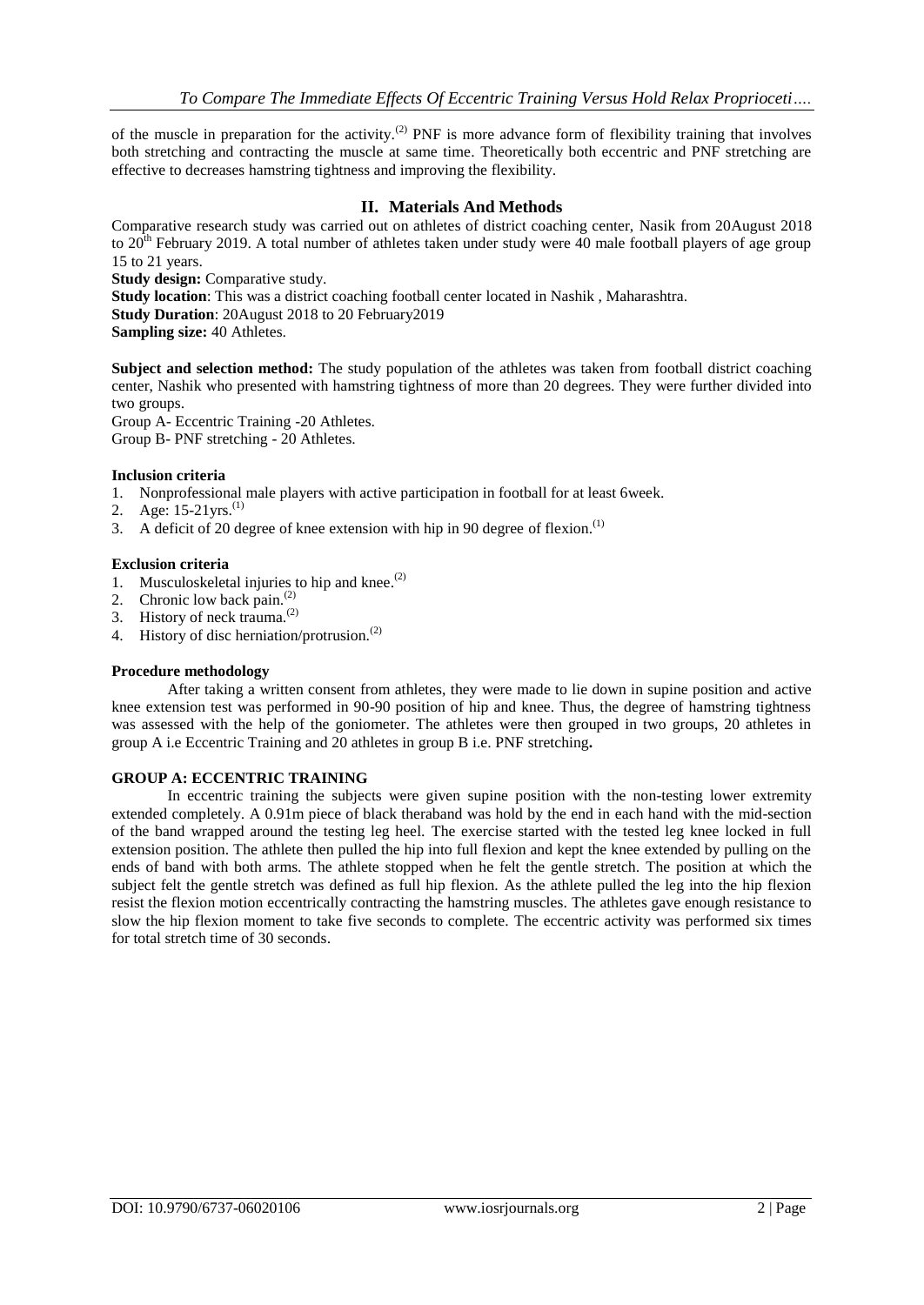of the muscle in preparation for the activity.[2] PNF is more advance form of flexibility training that involves both stretching and contracting the muscle at same time. Theoretically both eccentric and PNF stretching are effective to decreases hamstring tightness and improving the flexibility.

## II. Materials And Methods

Comparative research study was carried out on athletes of district coaching center, Nasik from 20August 2018 to 20th February 2019. A total number of athletes taken under study were 40 male football players of age group 15 to 21 years.

**Study design:** Comparative study.

**Study location**: This was a district coaching football center located in Nashik , Maharashtra.

**Study Duration**: 20August 2018 to 20 February2019

**Sampling size:** 40 Athletes.

**Subject and selection method:** The study population of the athletes was taken from football district coaching center, Nashik who presented with hamstring tightness of more than 20 degrees. They were further divided into two groups.

Group A- Eccentric Training -20 Athletes.

Group B- PNF stretching - 20 Athletes.

### Inclusion criteria

1. Nonprofessional male players with active participation in football for at least 6week.
2. Age: 15-21yrs.[1]
3. A deficit of 20 degree of knee extension with hip in 90 degree of flexion.[1]

### Exclusion criteria

1. Musculoskeletal injuries to hip and knee.[2]
2. Chronic low back pain.[2]
3. History of neck trauma.[2]
4. History of disc herniation/protrusion.[2]

### Procedure methodology

After taking a written consent from athletes, they were made to lie down in supine position and active knee extension test was performed in 90-90 position of hip and knee. Thus, the degree of hamstring tightness was assessed with the help of the goniometer. The athletes were then grouped in two groups, 20 athletes in group A i.e Eccentric Training and 20 athletes in group B i.e. PNF stretching**.**

### GROUP A: ECCENTRIC TRAINING

In eccentric training the subjects were given supine position with the non-testing lower extremity extended completely. A 0.91m piece of black theraband was hold by the end in each hand with the mid-section of the band wrapped around the testing leg heel. The exercise started with the tested leg knee locked in full extension position. The athlete then pulled the hip into full flexion and kept the knee extended by pulling on the ends of band with both arms. The athlete stopped when he felt the gentle stretch. The position at which the subject felt the gentle stretch was defined as full hip flexion. As the athlete pulled the leg into the hip flexion resist the flexion motion eccentrically contracting the hamstring muscles. The athletes gave enough resistance to slow the hip flexion moment to take five seconds to complete. The eccentric activity was performed six times for total stretch time of 30 seconds.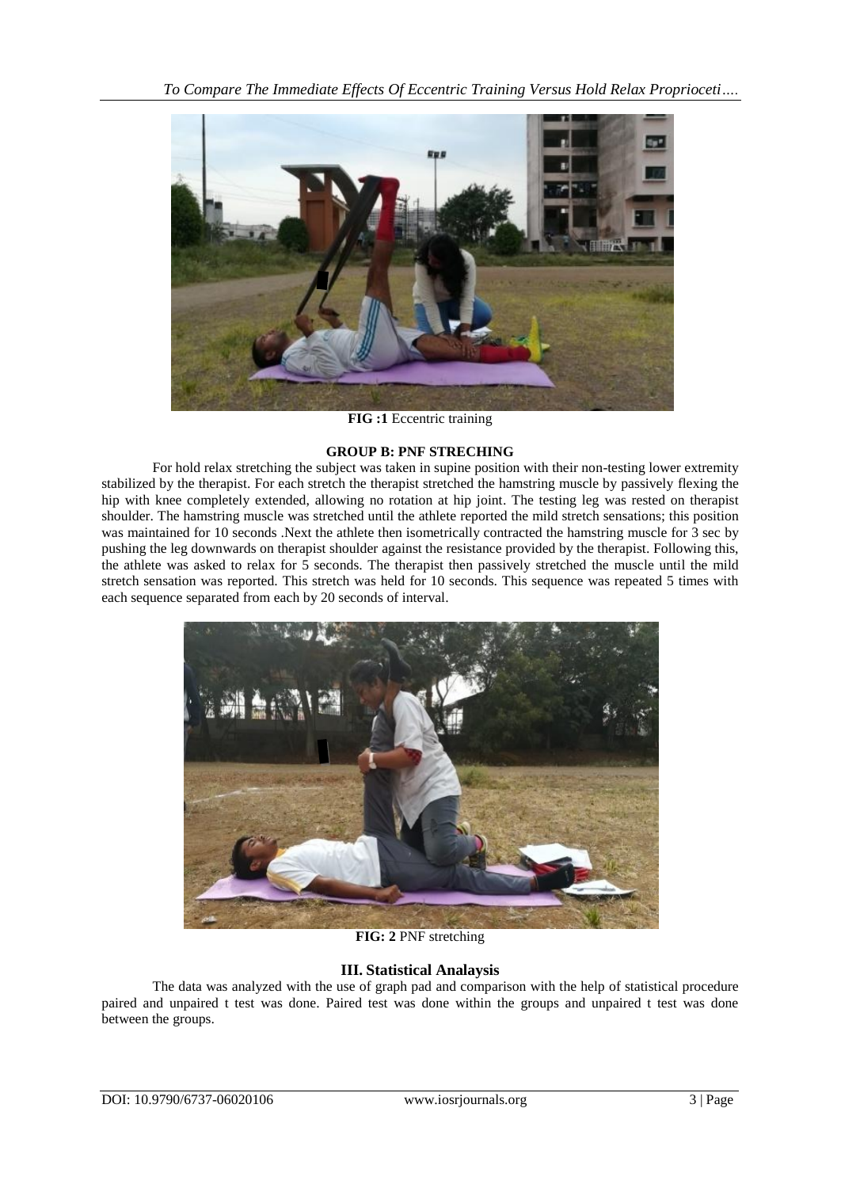**FIG :1** Eccentric training

**GROUP B: PNF STRECHING**

For hold relax stretching the subject was taken in supine position with their non-testing lower extremity stabilized by the therapist. For each stretch the therapist stretched the hamstring muscle by passively flexing the hip with knee completely extended, allowing no rotation at hip joint. The testing leg was rested on therapist shoulder. The hamstring muscle was stretched until the athlete reported the mild stretch sensations; this position was maintained for 10 seconds .Next the athlete then isometrically contracted the hamstring muscle for 3 sec by pushing the leg downwards on therapist shoulder against the resistance provided by the therapist. Following this, the athlete was asked to relax for 5 seconds. The therapist then passively stretched the muscle until the mild stretch sensation was reported. This stretch was held for 10 seconds. This sequence was repeated 5 times with each sequence separated from each by 20 seconds of interval.

**FIG: 2** PNF stretching

## III. Statistical Analaysis

The data was analyzed with the use of graph pad and comparison with the help of statistical procedure paired and unpaired t test was done. Paired test was done within the groups and unpaired t test was done between the groups.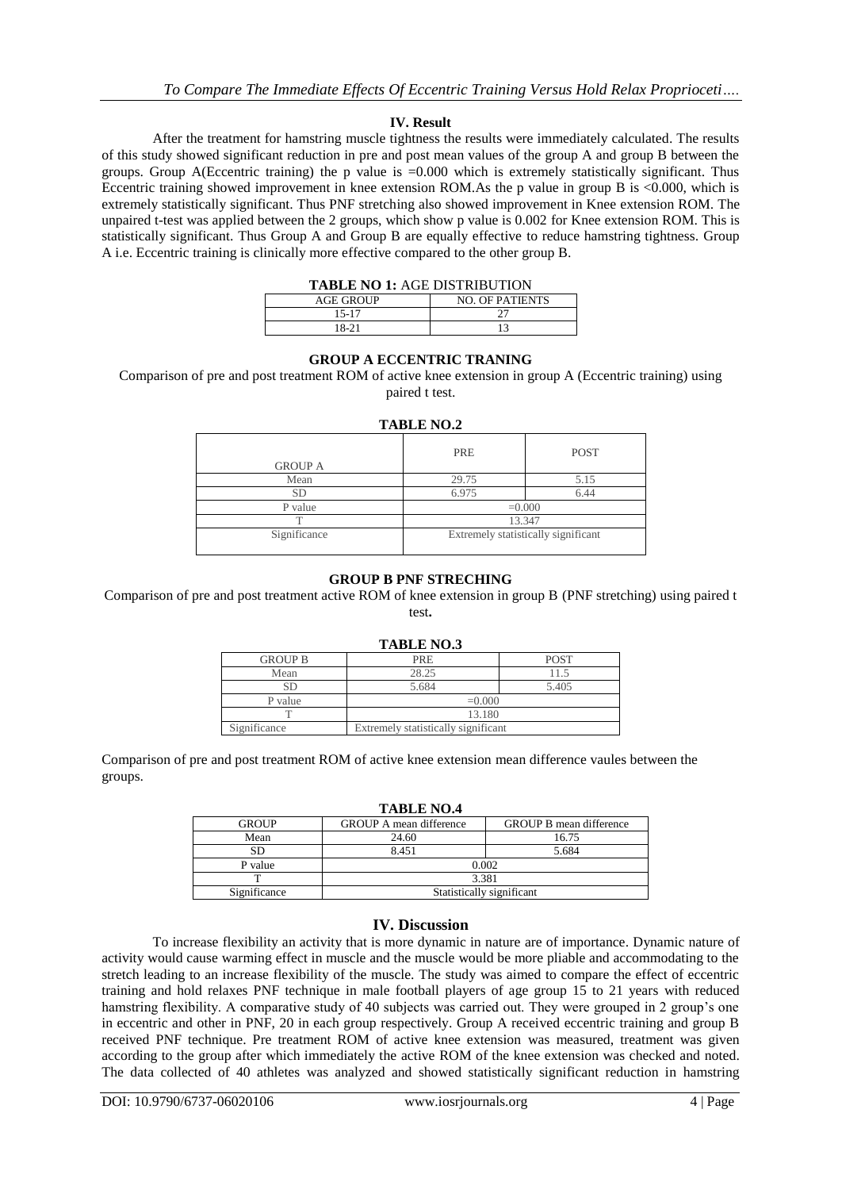## IV. Result

After the treatment for hamstring muscle tightness the results were immediately calculated. The results of this study showed significant reduction in pre and post mean values of the group A and group B between the groups. Group A(Eccentric training) the p value is =0.000 which is extremely statistically significant. Thus Eccentric training showed improvement in knee extension ROM.As the p value in group B is <0.000, which is extremely statistically significant. Thus PNF stretching also showed improvement in Knee extension ROM. The unpaired t-test was applied between the 2 groups, which show p value is 0.002 for Knee extension ROM. This is statistically significant. Thus Group A and Group B are equally effective to reduce hamstring tightness. Group A i.e. Eccentric training is clinically more effective compared to the other group B.

**TABLE NO 1:** AGE DISTRIBUTION

| AGE GROUP | NO. OF PATIENTS |
|---|---|
| 15-17 | 27 |
| 18-21 | 13 |

### GROUP A ECCENTRIC TRANING

Comparison of pre and post treatment ROM of active knee extension in group A (Eccentric training) using paired t test.

**TABLE NO.2**

| GROUP A | PRE | POST |
|---|---|---|
| Mean | 29.75 | 5.15 |
| SD | 6.975 | 6.44 |
| P value | =0.000 | |
| T | 13.347 | |
| Significance | Extremely statistically significant | |

### GROUP B PNF STRECHING

Comparison of pre and post treatment active ROM of knee extension in group B (PNF stretching) using paired t test**.**

**TABLE NO.3**

| GROUP B | PRE | POST |
|---|---|---|
| Mean | 28.25 | 11.5 |
| SD | 5.684 | 5.405 |
| P value | =0.000 | |
| T | 13.180 | |
| Significance | Extremely statistically significant | |

Comparison of pre and post treatment ROM of active knee extension mean difference vaules between the groups.

**TABLE NO.4**

| GROUP | GROUP A mean difference | GROUP B mean difference |
|---|---|---|
| Mean | 24.60 | 16.75 |
| SD | 8.451 | 5.684 |
| P value | 0.002 | |
| T | 3.381 | |
| Significance | Statistically significant | |

## IV. Discussion

To increase flexibility an activity that is more dynamic in nature are of importance. Dynamic nature of activity would cause warming effect in muscle and the muscle would be more pliable and accommodating to the stretch leading to an increase flexibility of the muscle. The study was aimed to compare the effect of eccentric training and hold relaxes PNF technique in male football players of age group 15 to 21 years with reduced hamstring flexibility. A comparative study of 40 subjects was carried out. They were grouped in 2 group's one in eccentric and other in PNF, 20 in each group respectively. Group A received eccentric training and group B received PNF technique. Pre treatment ROM of active knee extension was measured, treatment was given according to the group after which immediately the active ROM of the knee extension was checked and noted. The data collected of 40 athletes was analyzed and showed statistically significant reduction in hamstring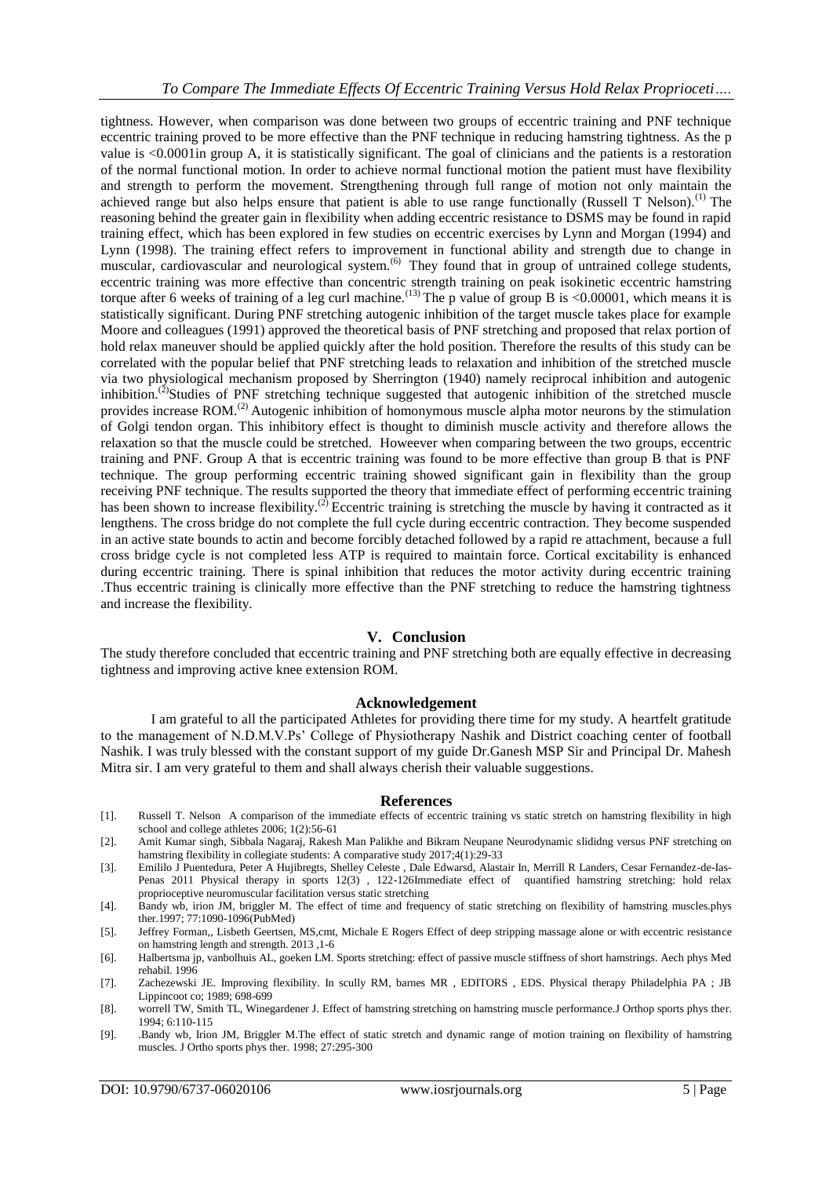tightness. However, when comparison was done between two groups of eccentric training and PNF technique eccentric training proved to be more effective than the PNF technique in reducing hamstring tightness. As the p value is <0.0001in group A, it is statistically significant. The goal of clinicians and the patients is a restoration of the normal functional motion. In order to achieve normal functional motion the patient must have flexibility and strength to perform the movement. Strengthening through full range of motion not only maintain the achieved range but also helps ensure that patient is able to use range functionally (Russell T Nelson).[1] The reasoning behind the greater gain in flexibility when adding eccentric resistance to DSMS may be found in rapid training effect, which has been explored in few studies on eccentric exercises by Lynn and Morgan (1994) and Lynn (1998). The training effect refers to improvement in functional ability and strength due to change in muscular, cardiovascular and neurological system.[6] They found that in group of untrained college students, eccentric training was more effective than concentric strength training on peak isokinetic eccentric hamstring torque after 6 weeks of training of a leg curl machine.[13] The p value of group B is <0.00001, which means it is statistically significant. During PNF stretching autogenic inhibition of the target muscle takes place for example Moore and colleagues (1991) approved the theoretical basis of PNF stretching and proposed that relax portion of hold relax maneuver should be applied quickly after the hold position. Therefore the results of this study can be correlated with the popular belief that PNF stretching leads to relaxation and inhibition of the stretched muscle via two physiological mechanism proposed by Sherrington (1940) namely reciprocal inhibition and autogenic inhibition.[2]Studies of PNF stretching technique suggested that autogenic inhibition of the stretched muscle provides increase ROM.[2] Autogenic inhibition of homonymous muscle alpha motor neurons by the stimulation of Golgi tendon organ. This inhibitory effect is thought to diminish muscle activity and therefore allows the relaxation so that the muscle could be stretched. Howeever when comparing between the two groups, eccentric training and PNF. Group A that is eccentric training was found to be more effective than group B that is PNF technique. The group performing eccentric training showed significant gain in flexibility than the group receiving PNF technique. The results supported the theory that immediate effect of performing eccentric training has been shown to increase flexibility.[2] Eccentric training is stretching the muscle by having it contracted as it lengthens. The cross bridge do not complete the full cycle during eccentric contraction. They become suspended in an active state bounds to actin and become forcibly detached followed by a rapid re attachment, because a full cross bridge cycle is not completed less ATP is required to maintain force. Cortical excitability is enhanced during eccentric training. There is spinal inhibition that reduces the motor activity during eccentric training .Thus eccentric training is clinically more effective than the PNF stretching to reduce the hamstring tightness and increase the flexibility.

## V. Conclusion

The study therefore concluded that eccentric training and PNF stretching both are equally effective in decreasing tightness and improving active knee extension ROM.

## Acknowledgement

I am grateful to all the participated Athletes for providing there time for my study. A heartfelt gratitude to the management of N.D.M.V.Ps' College of Physiotherapy Nashik and District coaching center of football Nashik. I was truly blessed with the constant support of my guide Dr.Ganesh MSP Sir and Principal Dr. Mahesh Mitra sir. I am very grateful to them and shall always cherish their valuable suggestions.

## References

[1]. Russell T. Nelson A comparison of the immediate effects of eccentric training vs static stretch on hamstring flexibility in high school and college athletes 2006; 1(2):56-61

[2]. Amit Kumar singh, Sibbala Nagaraj, Rakesh Man Palikhe and Bikram Neupane Neurodynamic slididng versus PNF stretching on hamstring flexibility in collegiate students: A comparative study 2017;4(1):29-33

[3]. Emililo J Puentedura, Peter A Hujibregts, Shelley Celeste , Dale Edwarsd, Alastair In, Merrill R Landers, Cesar Fernandez-de-Ias-Penas 2011 Physical therapy in sports 12(3) , 122-126Immediate effect of quantified hamstring stretching: hold relax proprioceptive neuromuscular facilitation versus static stretching

[4]. Bandy wb, irion JM, briggler M. The effect of time and frequency of static stretching on flexibility of hamstring muscles.phys ther.1997; 77:1090-1096(PubMed)

[5]. Jeffrey Forman,, Lisbeth Geertsen, MS,cmt, Michale E Rogers Effect of deep stripping massage alone or with eccentric resistance on hamstring length and strength. 2013 ,1-6

[6]. Halbertsma jp, vanbolhuis AL, goeken LM. Sports stretching: effect of passive muscle stiffness of short hamstrings. Aech phys Med rehabil. 1996

[7]. Zachezewski JE. Improving flexibility. In scully RM, barnes MR , EDITORS , EDS. Physical therapy Philadelphia PA ; JB Lippincoot co; 1989; 698-699

[8]. worrell TW, Smith TL, Winegardener J. Effect of hamstring stretching on hamstring muscle performance.J Orthop sports phys ther. 1994; 6:110-115

[9]. .Bandy wb, Irion JM, Briggler M.The effect of static stretch and dynamic range of motion training on flexibility of hamstring muscles. J Ortho sports phys ther. 1998; 27:295-300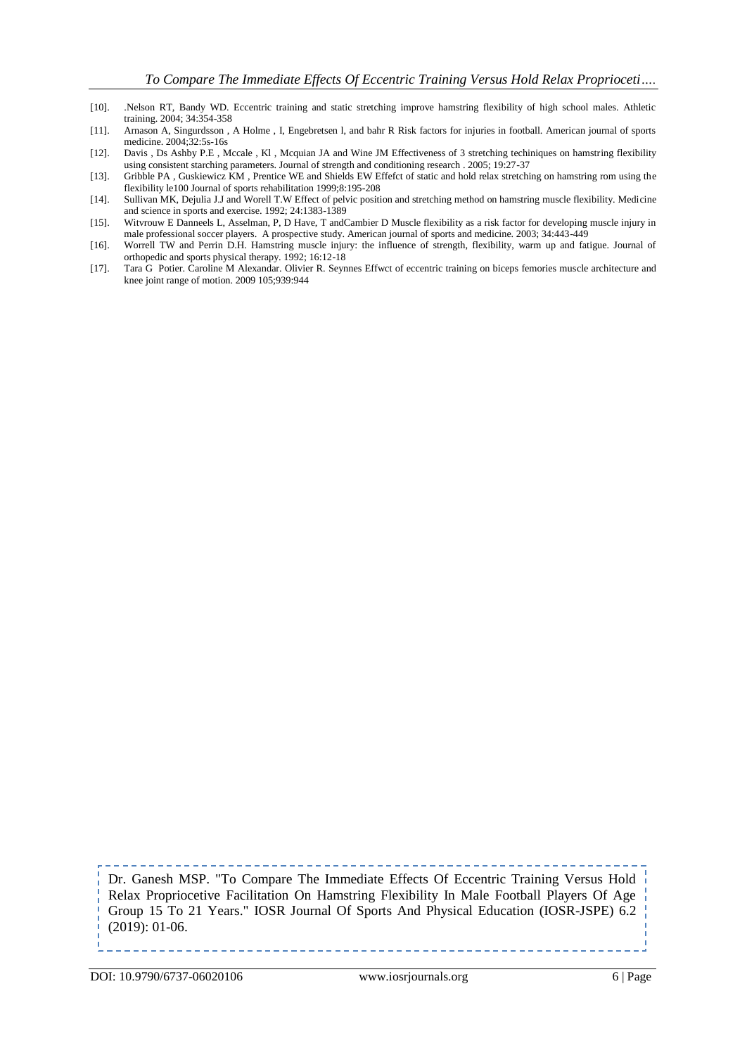[10]. .Nelson RT, Bandy WD. Eccentric training and static stretching improve hamstring flexibility of high school males. Athletic training. 2004; 34:354-358

[11]. Arnason A, Singurdsson , A Holme , I, Engebretsen l, and bahr R Risk factors for injuries in football. American journal of sports medicine. 2004;32:5s-16s

[12]. Davis , Ds Ashby P.E , Mccale , Kl , Mcquian JA and Wine JM Effectiveness of 3 stretching techiniques on hamstring flexibility using consistent starching parameters. Journal of strength and conditioning research . 2005; 19:27-37

[13]. Gribble PA , Guskiewicz KM , Prentice WE and Shields EW Effefct of static and hold relax stretching on hamstring rom using the flexibility le100 Journal of sports rehabilitation 1999;8:195-208

[14]. Sullivan MK, Dejulia J.J and Worell T.W Effect of pelvic position and stretching method on hamstring muscle flexibility. Medicine and science in sports and exercise. 1992; 24:1383-1389

[15]. Witvrouw E Danneels L, Asselman, P, D Have, T andCambier D Muscle flexibility as a risk factor for developing muscle injury in male professional soccer players. A prospective study. American journal of sports and medicine. 2003; 34:443-449

[16]. Worrell TW and Perrin D.H. Hamstring muscle injury: the influence of strength, flexibility, warm up and fatigue. Journal of orthopedic and sports physical therapy. 1992; 16:12-18

[17]. Tara G Potier. Caroline M Alexandar. Olivier R. Seynnes Effwct of eccentric training on biceps femories muscle architecture and knee joint range of motion. 2009 105;939:944

Dr. Ganesh MSP. "To Compare The Immediate Effects Of Eccentric Training Versus Hold Relax Propriocetive Facilitation On Hamstring Flexibility In Male Football Players Of Age Group 15 To 21 Years." IOSR Journal Of Sports And Physical Education (IOSR-JSPE) 6.2 (2019): 01-06.